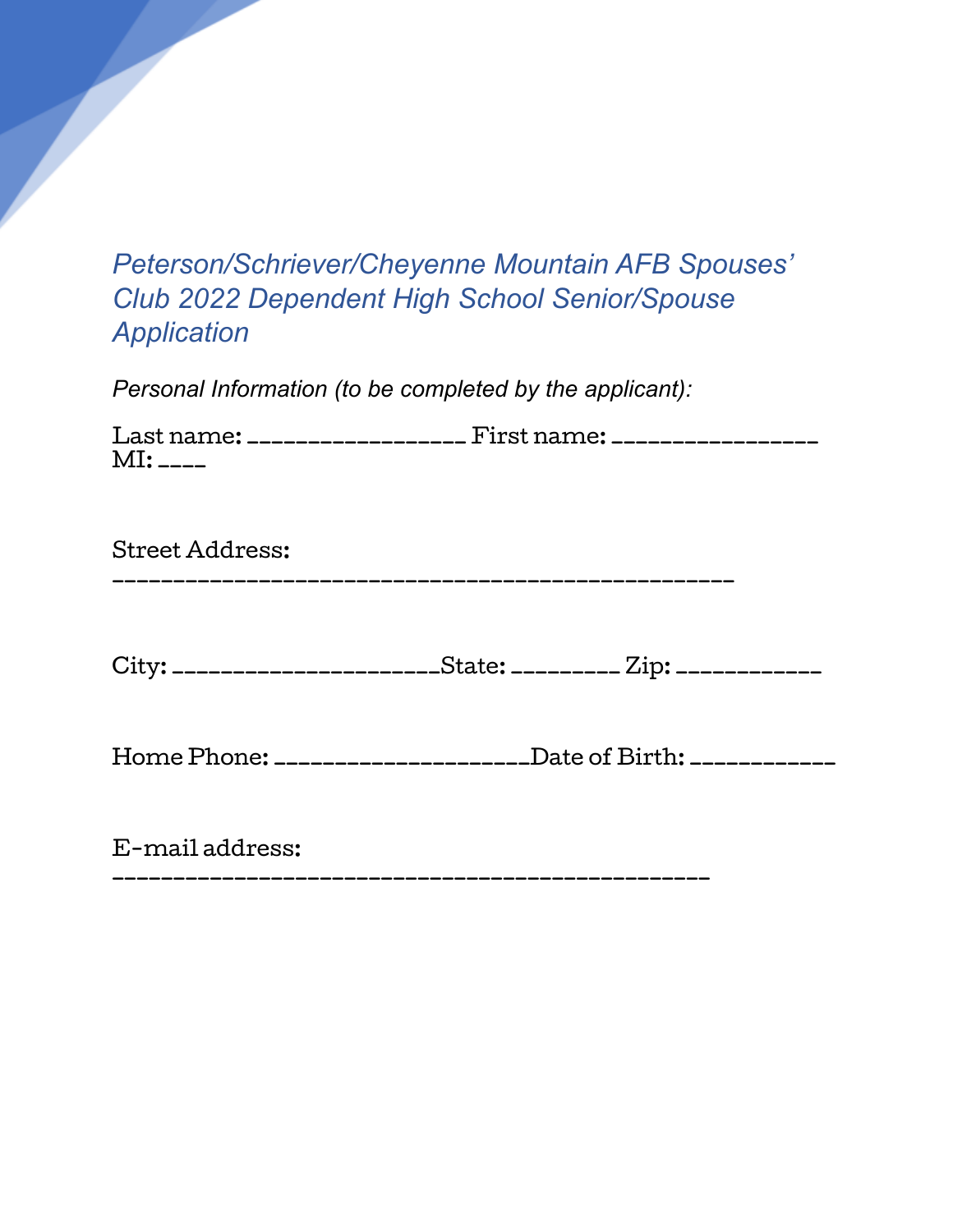# *Peterson/Schriever/Cheyenne Mountain AFB Spouses' Club 2022 Dependent High School Senior/Spouse Application*

*Personal Information (to be completed by the applicant):*

Last name: __________________ First name: _________________
MI: ____

Street Address:
___________________________________________________

City: ______________________State: _________ Zip: ____________

Home Phone: ____________________Date of Birth: ____________

E-mail address:
_________________________________________________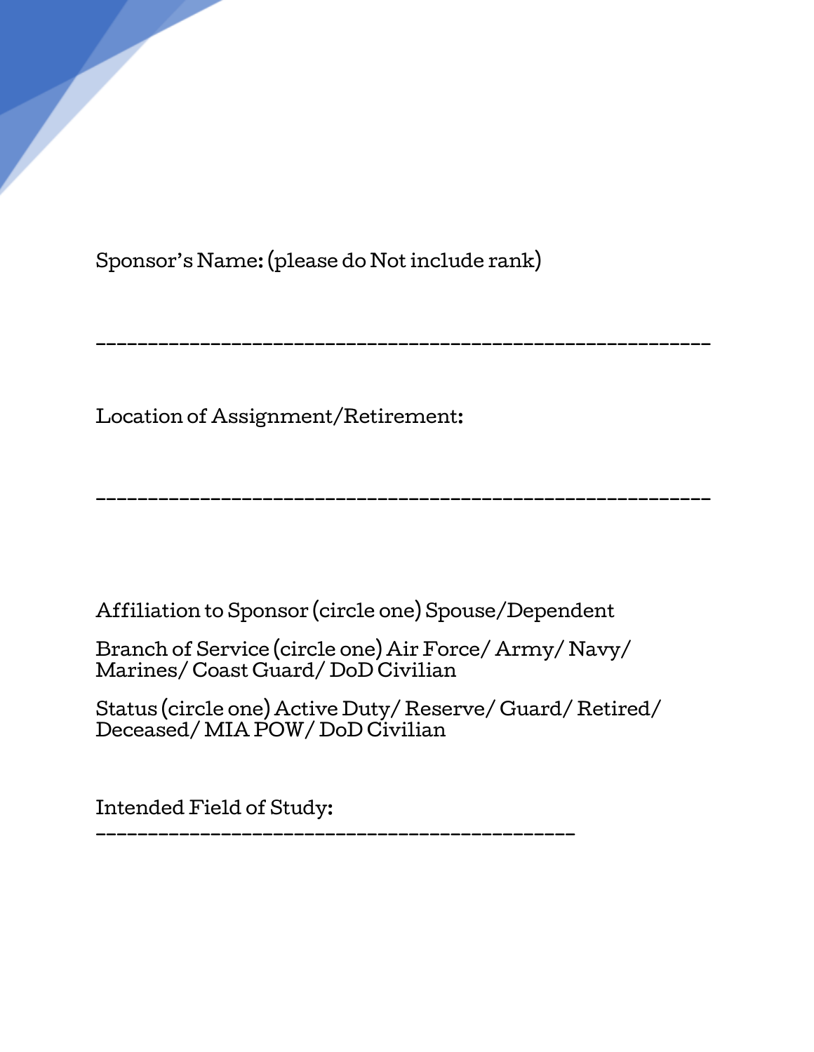Sponsor's Name: (please do Not include rank)

\_\_\_\_\_\_\_\_\_\_\_\_\_\_\_\_\_\_\_\_\_\_\_\_\_\_\_\_\_\_\_\_\_\_\_\_\_\_\_\_\_\_\_\_\_\_\_\_\_\_\_\_\_\_\_\_

Location of Assignment/Retirement:

\_\_\_\_\_\_\_\_\_\_\_\_\_\_\_\_\_\_\_\_\_\_\_\_\_\_\_\_\_\_\_\_\_\_\_\_\_\_\_\_\_\_\_\_\_\_\_\_\_\_\_\_\_\_\_\_

Affiliation to Sponsor (circle one) Spouse/Dependent

Branch of Service (circle one) Air Force/ Army/ Navy/ Marines/ Coast Guard/ DoD Civilian

Status (circle one) Active Duty/ Reserve/ Guard/ Retired/ Deceased/ MIA POW/ DoD Civilian

Intended Field of Study:
\_\_\_\_\_\_\_\_\_\_\_\_\_\_\_\_\_\_\_\_\_\_\_\_\_\_\_\_\_\_\_\_\_\_\_\_\_\_\_\_\_\_\_\_\_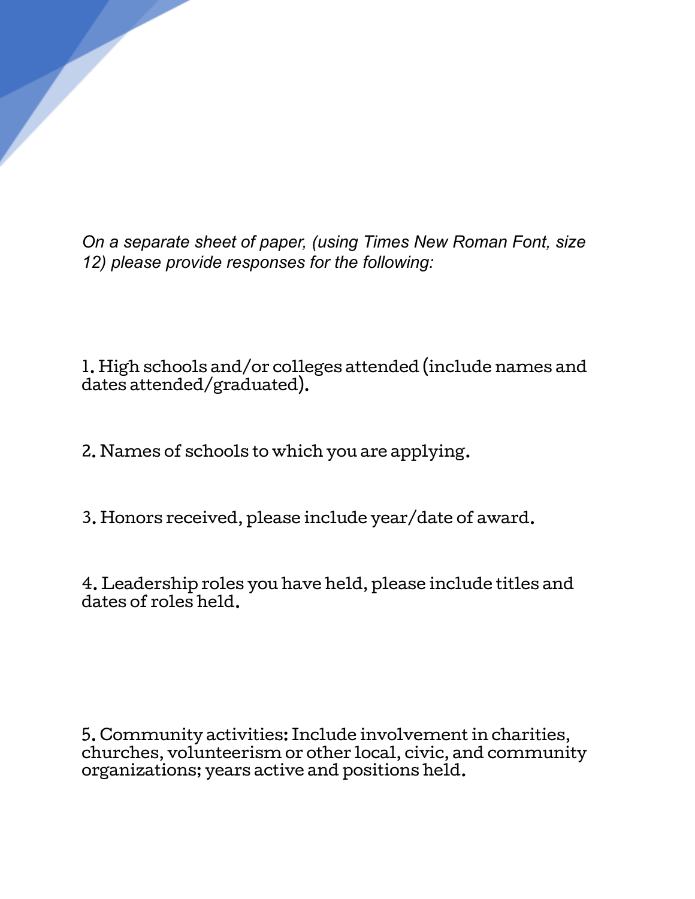*On a separate sheet of paper, (using Times New Roman Font, size 12) please provide responses for the following:*

1. High schools and/or colleges attended (include names and dates attended/graduated).

2. Names of schools to which you are applying.

3. Honors received, please include year/date of award.

4. Leadership roles you have held, please include titles and dates of roles held.

5. Community activities: Include involvement in charities, churches, volunteerism or other local, civic, and community organizations; years active and positions held.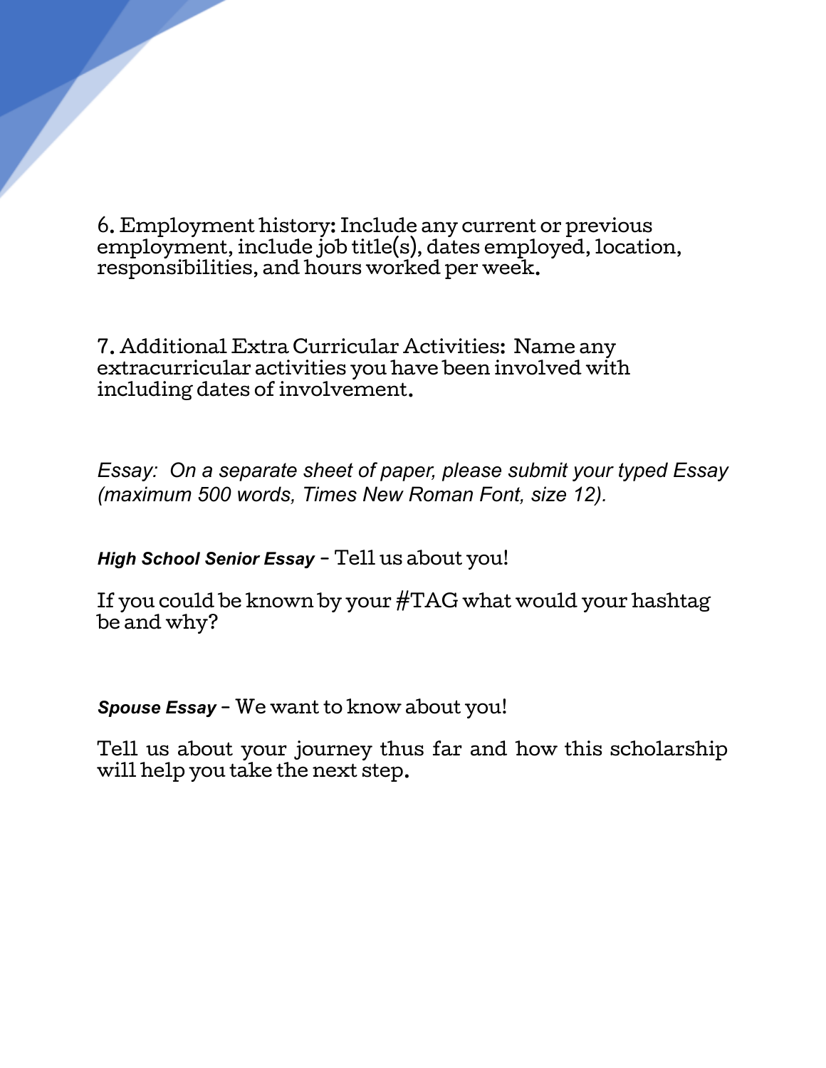6. Employment history: Include any current or previous employment, include job title(s), dates employed, location, responsibilities, and hours worked per week.

7. Additional Extra Curricular Activities: Name any extracurricular activities you have been involved with including dates of involvement.

*Essay: On a separate sheet of paper, please submit your typed Essay (maximum 500 words, Times New Roman Font, size 12).*

***High School Senior Essay*** - Tell us about you!

If you could be known by your #TAG what would your hashtag be and why?

***Spouse Essay*** - We want to know about you!

Tell us about your journey thus far and how this scholarship will help you take the next step.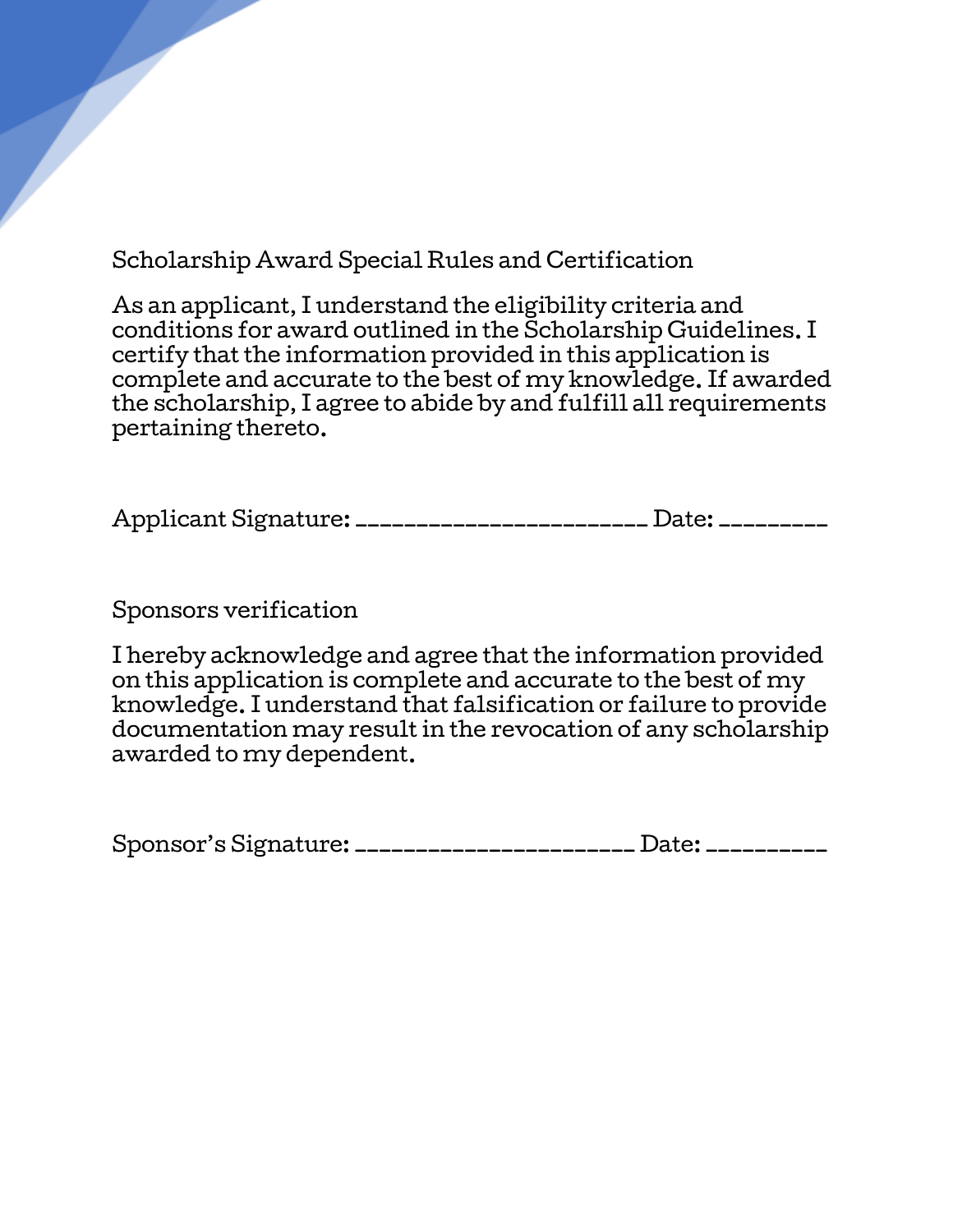## Scholarship Award Special Rules and Certification

As an applicant, I understand the eligibility criteria and conditions for award outlined in the Scholarship Guidelines. I certify that the information provided in this application is complete and accurate to the best of my knowledge. If awarded the scholarship, I agree to abide by and fulfill all requirements pertaining thereto.

Applicant Signature: ________________________ Date: _________

## Sponsors verification

I hereby acknowledge and agree that the information provided on this application is complete and accurate to the best of my knowledge. I understand that falsification or failure to provide documentation may result in the revocation of any scholarship awarded to my dependent.

Sponsor's Signature: _______________________ Date: __________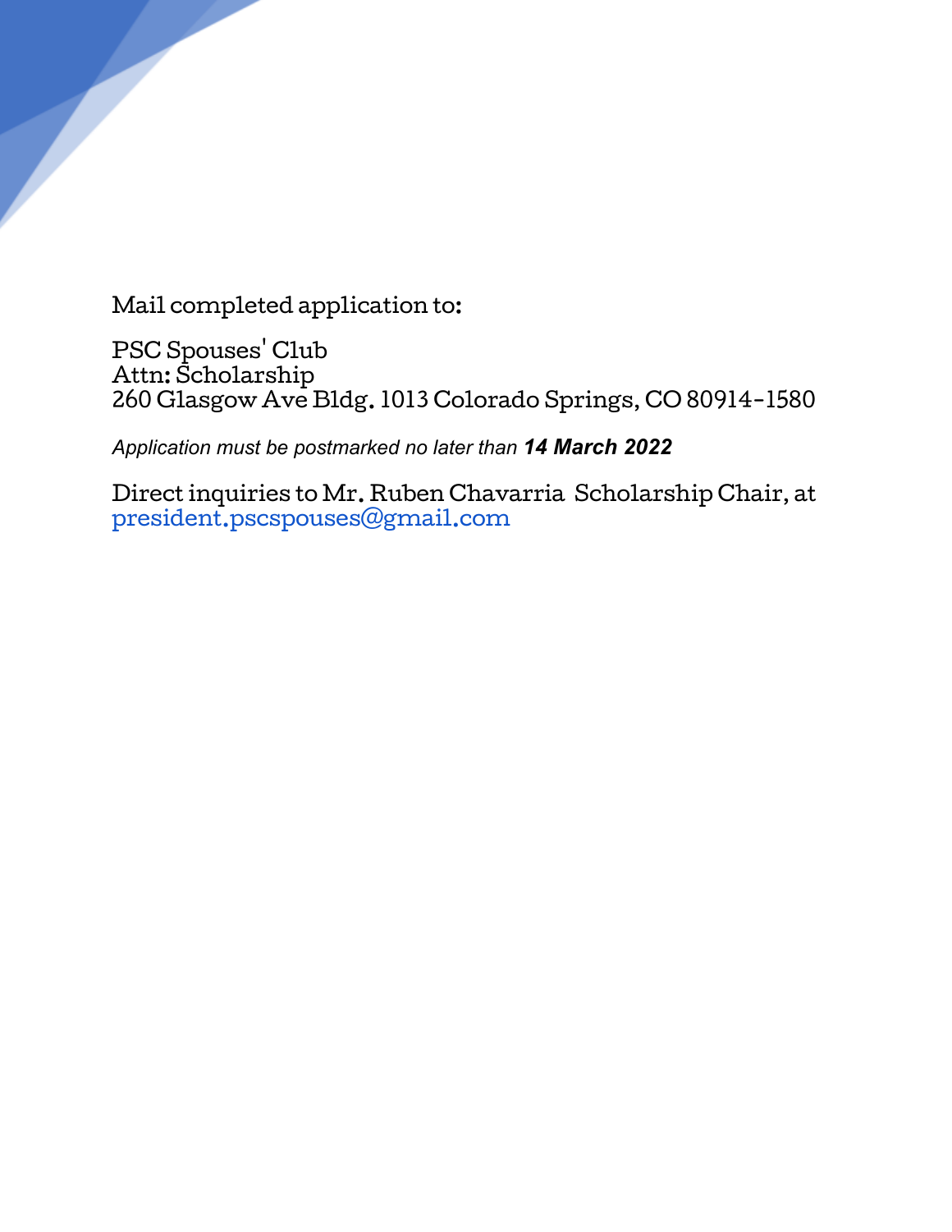Mail completed application to:

PSC Spouses' Club
Attn: Scholarship
260 Glasgow Ave Bldg. 1013 Colorado Springs, CO 80914-1580

*Application must be postmarked no later than **14 March 2022***

Direct inquiries to Mr. Ruben Chavarria  Scholarship Chair, at president.pscspouses@gmail.com